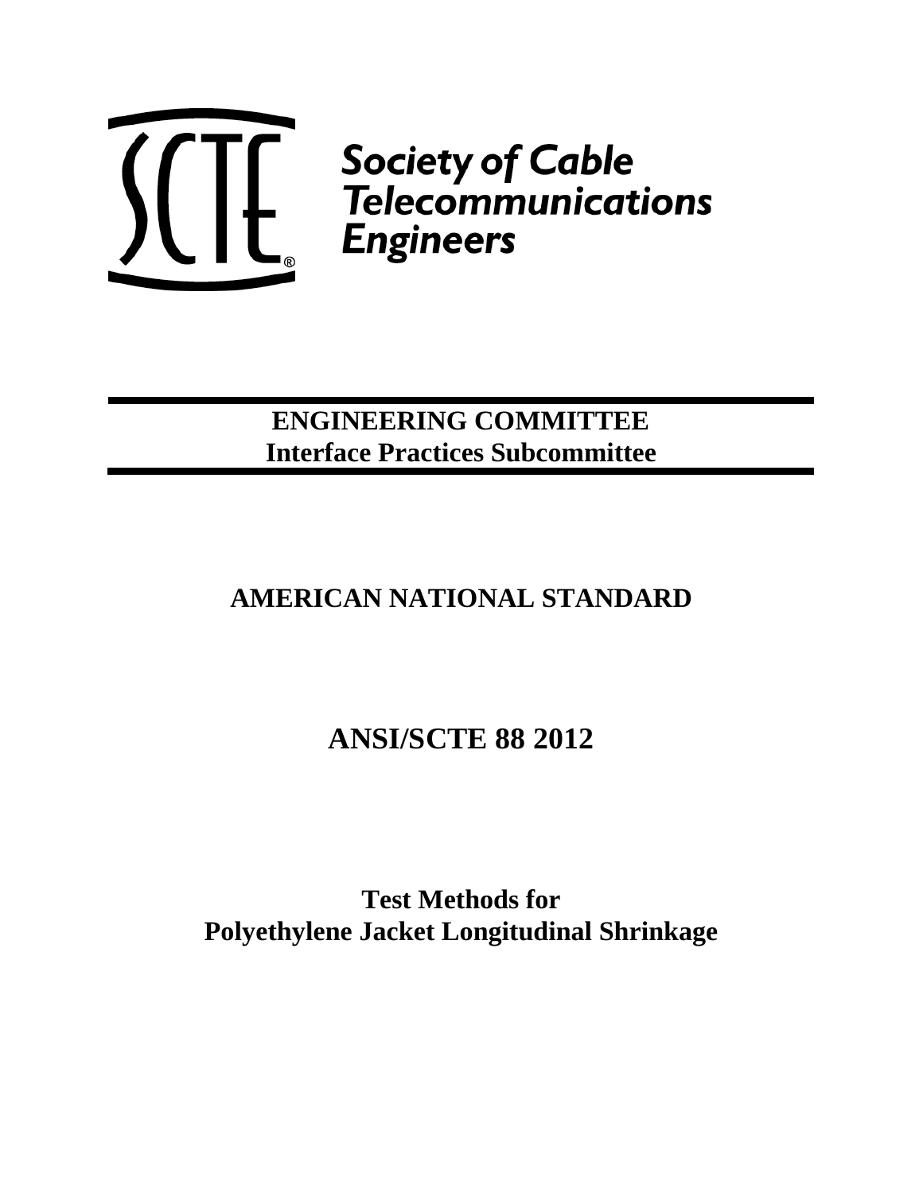Society of Cable Telecommunications Engineers

**ENGINEERING COMMITTEE**
**Interface Practices Subcommittee**

# AMERICAN NATIONAL STANDARD

# ANSI/SCTE 88 2012

# Test Methods for Polyethylene Jacket Longitudinal Shrinkage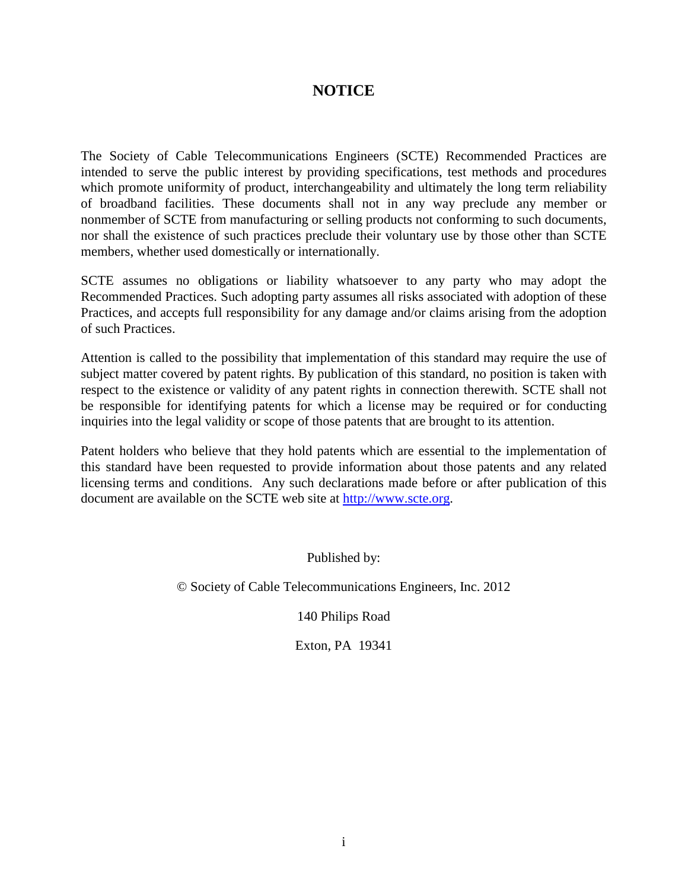# NOTICE

The Society of Cable Telecommunications Engineers (SCTE) Recommended Practices are intended to serve the public interest by providing specifications, test methods and procedures which promote uniformity of product, interchangeability and ultimately the long term reliability of broadband facilities. These documents shall not in any way preclude any member or nonmember of SCTE from manufacturing or selling products not conforming to such documents, nor shall the existence of such practices preclude their voluntary use by those other than SCTE members, whether used domestically or internationally.

SCTE assumes no obligations or liability whatsoever to any party who may adopt the Recommended Practices. Such adopting party assumes all risks associated with adoption of these Practices, and accepts full responsibility for any damage and/or claims arising from the adoption of such Practices.

Attention is called to the possibility that implementation of this standard may require the use of subject matter covered by patent rights. By publication of this standard, no position is taken with respect to the existence or validity of any patent rights in connection therewith. SCTE shall not be responsible for identifying patents for which a license may be required or for conducting inquiries into the legal validity or scope of those patents that are brought to its attention.

Patent holders who believe that they hold patents which are essential to the implementation of this standard have been requested to provide information about those patents and any related licensing terms and conditions. Any such declarations made before or after publication of this document are available on the SCTE web site at http://www.scte.org.

Published by:

© Society of Cable Telecommunications Engineers, Inc. 2012

140 Philips Road

Exton, PA 19341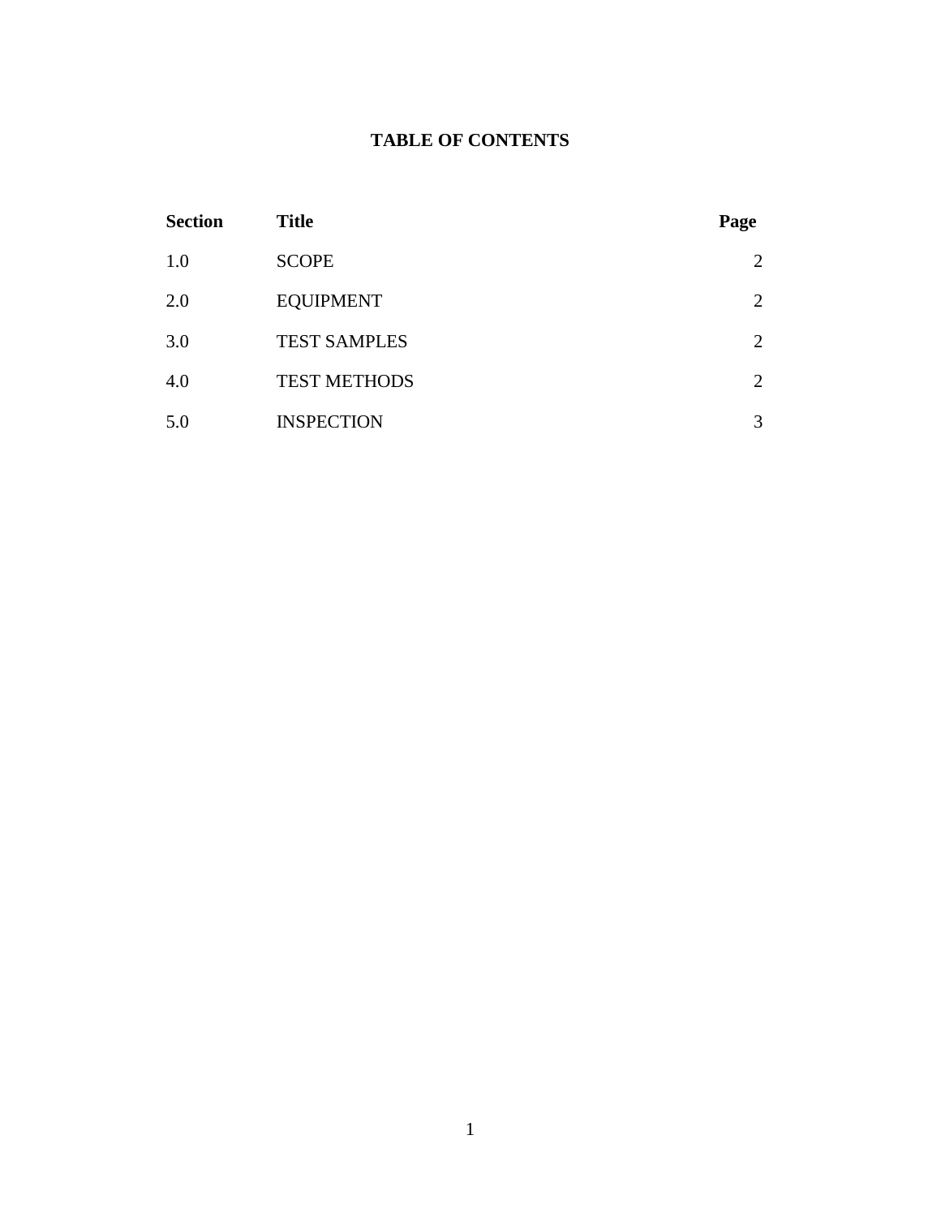# TABLE OF CONTENTS

| Section | Title | Page |
|---|---|---|
| 1.0 | SCOPE | 2 |
| 2.0 | EQUIPMENT | 2 |
| 3.0 | TEST SAMPLES | 2 |
| 4.0 | TEST METHODS | 2 |
| 5.0 | INSPECTION | 3 |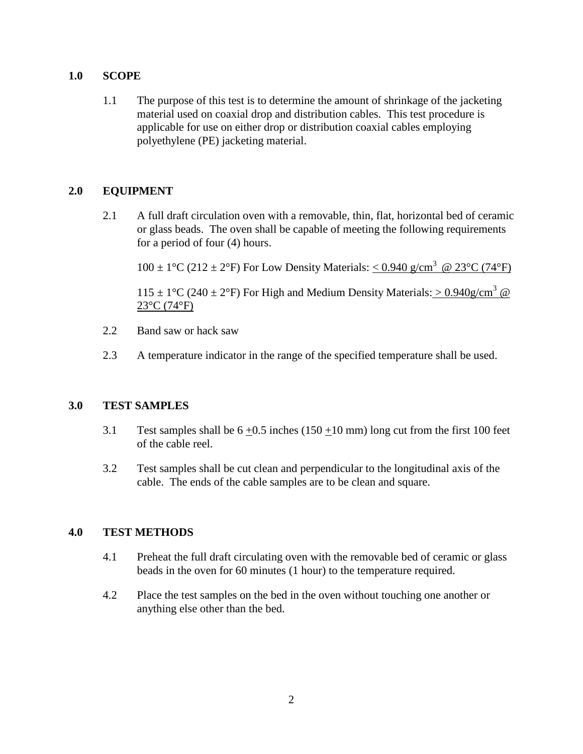## 1.0 SCOPE

1.1 The purpose of this test is to determine the amount of shrinkage of the jacketing material used on coaxial drop and distribution cables. This test procedure is applicable for use on either drop or distribution coaxial cables employing polyethylene (PE) jacketing material.

## 2.0 EQUIPMENT

2.1 A full draft circulation oven with a removable, thin, flat, horizontal bed of ceramic or glass beads. The oven shall be capable of meeting the following requirements for a period of four (4) hours.

100 ± 1°C (212 ± 2°F) For Low Density Materials: $\leq$ 0.940 g/cm$^3$ @ 23°C (74°F)

115 ± 1°C (240 ± 2°F) For High and Medium Density Materials: $\geq$ 0.940g/cm$^3$ @ 23°C (74°F)

2.2 Band saw or hack saw

2.3 A temperature indicator in the range of the specified temperature shall be used.

## 3.0 TEST SAMPLES

3.1 Test samples shall be 6 ±0.5 inches (150 ±10 mm) long cut from the first 100 feet of the cable reel.

3.2 Test samples shall be cut clean and perpendicular to the longitudinal axis of the cable. The ends of the cable samples are to be clean and square.

## 4.0 TEST METHODS

4.1 Preheat the full draft circulating oven with the removable bed of ceramic or glass beads in the oven for 60 minutes (1 hour) to the temperature required.

4.2 Place the test samples on the bed in the oven without touching one another or anything else other than the bed.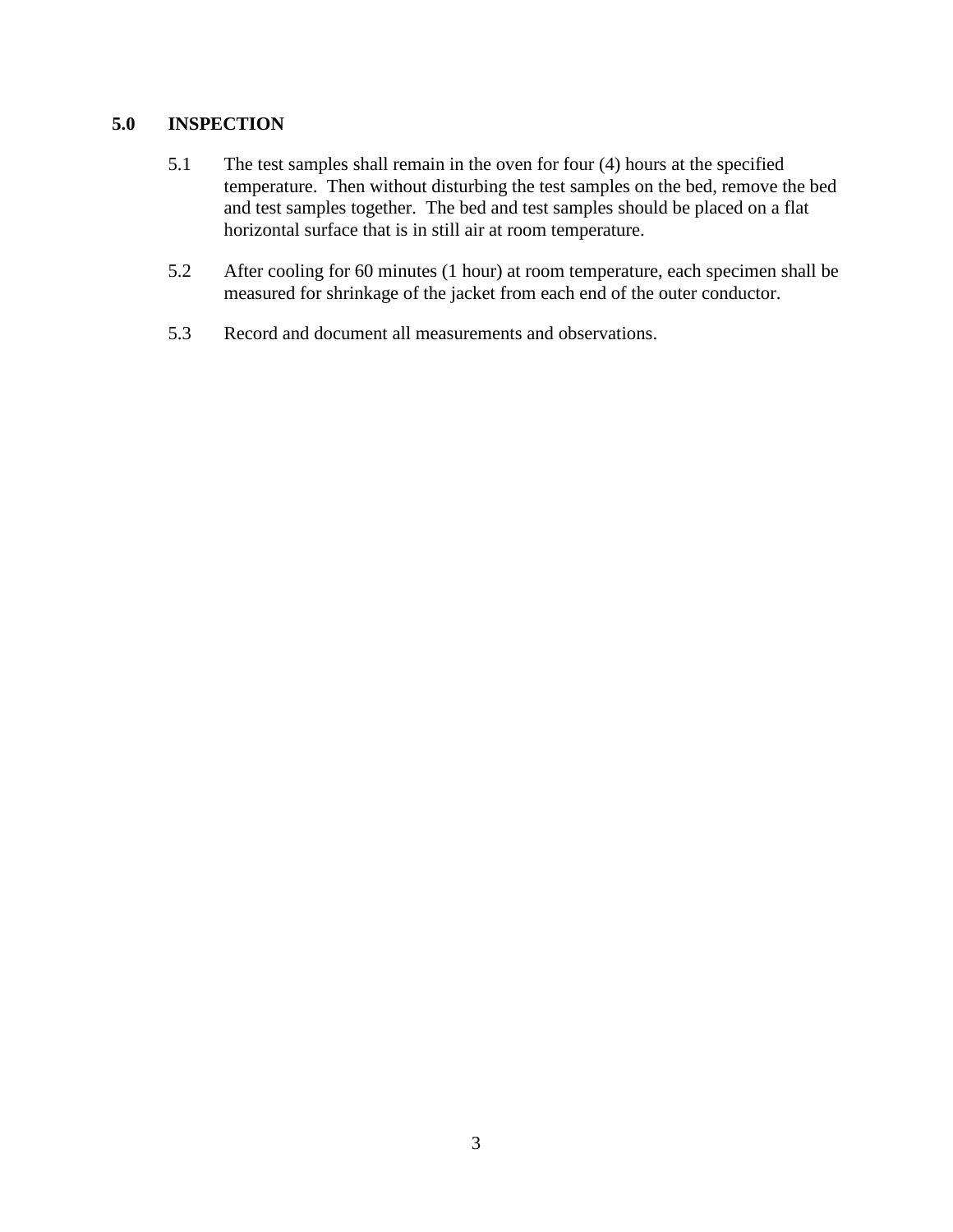## 5.0 INSPECTION

5.1 The test samples shall remain in the oven for four (4) hours at the specified temperature. Then without disturbing the test samples on the bed, remove the bed and test samples together. The bed and test samples should be placed on a flat horizontal surface that is in still air at room temperature.

5.2 After cooling for 60 minutes (1 hour) at room temperature, each specimen shall be measured for shrinkage of the jacket from each end of the outer conductor.

5.3 Record and document all measurements and observations.